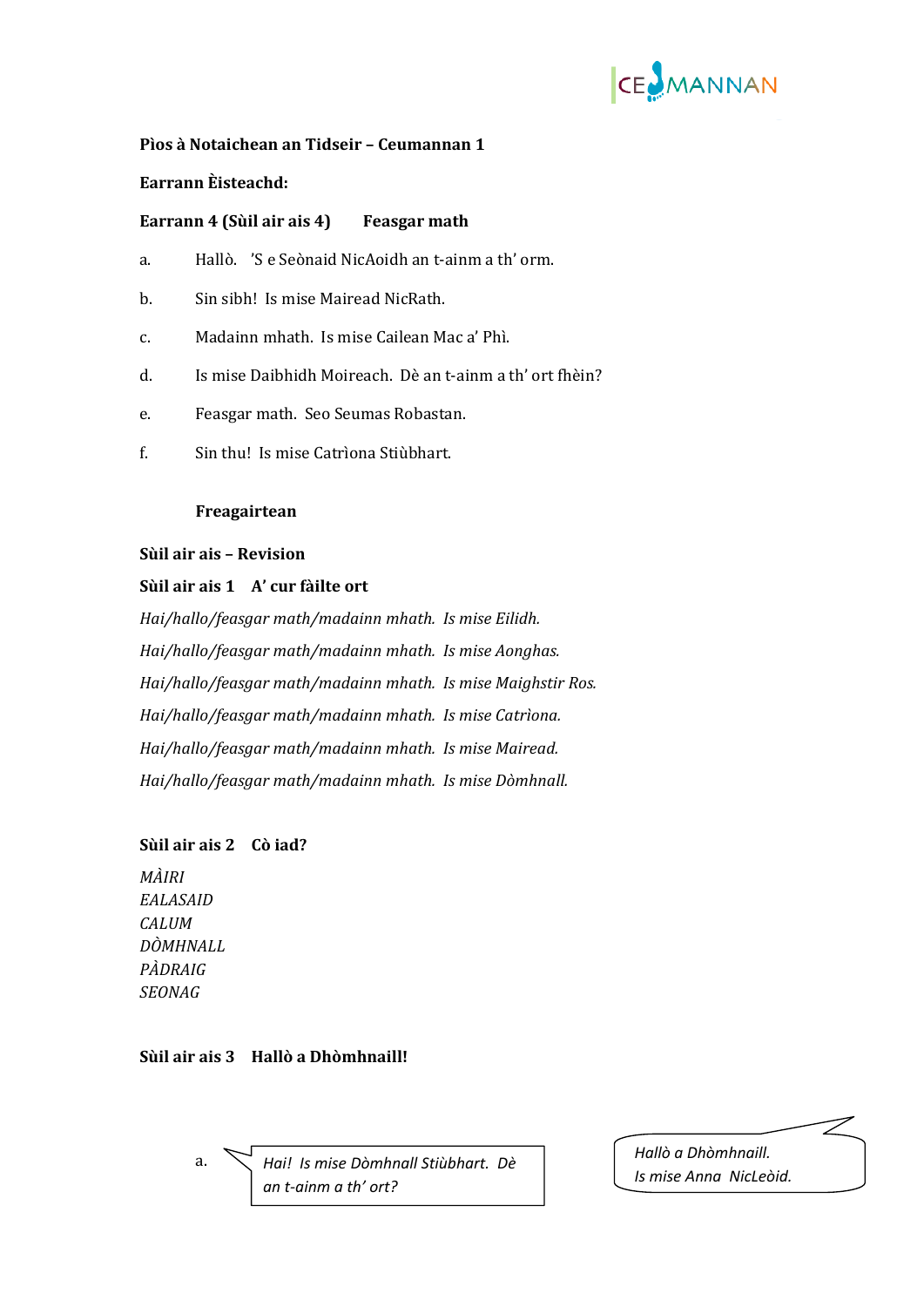**Pìos à Notaichean an Tidseir – Ceumannan 1**

**Earrann Èisteachd:**

**Earrann 4 (Sùil air ais 4)** **Feasgar math**

a. Hallò. 'S e Seònaid NicAoidh an t-ainm a th' orm.

b. Sin sibh! Is mise Mairead NicRath.

c. Madainn mhath. Is mise Cailean Mac a' Phì.

d. Is mise Daibhidh Moireach. Dè an t-ainm a th' ort fhèin?

e. Feasgar math. Seo Seumas Robastan.

f. Sin thu! Is mise Catrìona Stiùbhart.

**Freagairtean**

**Sùil air ais – Revision**

**Sùil air ais 1** **A' cur fàilte ort**

*Hai/hallo/feasgar math/madainn mhath. Is mise Eilidh.*

*Hai/hallo/feasgar math/madainn mhath. Is mise Aonghas.*

*Hai/hallo/feasgar math/madainn mhath. Is mise Maighstir Ros.*

*Hai/hallo/feasgar math/madainn mhath. Is mise Catrìona.*

*Hai/hallo/feasgar math/madainn mhath. Is mise Mairead.*

*Hai/hallo/feasgar math/madainn mhath. Is mise Dòmhnall.*

**Sùil air ais 2** **Cò iad?**

*MÀIRI*
*EALASAID*
*CALUM*
*DÒMHNALL*
*PÀDRAIG*
*SEONAG*

**Sùil air ais 3** **Hallò a Dhòmhnaill!**

a. *Hai! Is mise Dòmhnall Stiùbhart. Dè an t-ainm a th' ort?*

*Hallò a Dhòmhnaill. Is mise Anna NicLeòid.*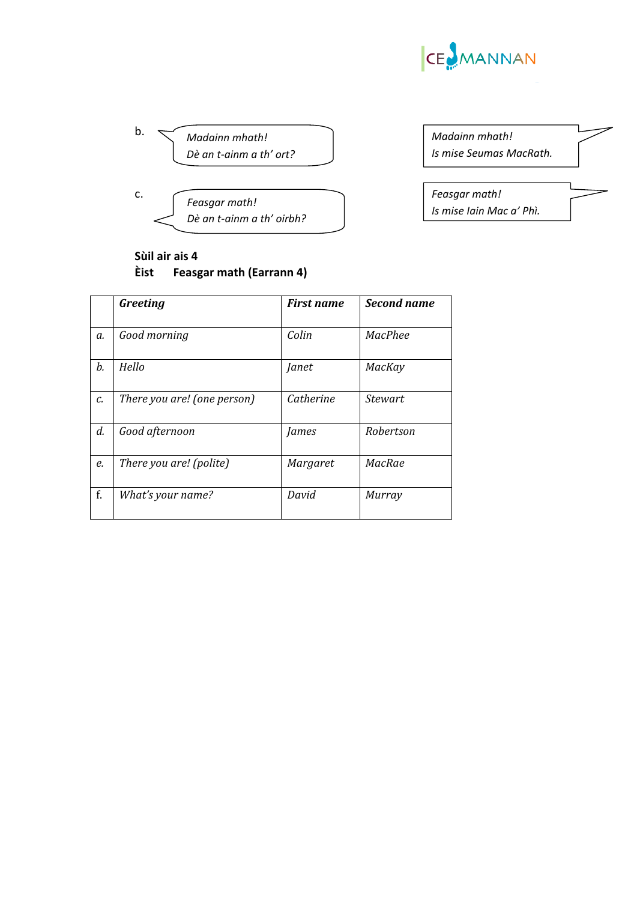b.

*Madainn mhath!*
*Dè an t-ainm a th' ort?*

*Madainn mhath!*
*Is mise Seumas MacRath.*

c.

*Feasgar math!*
*Dè an t-ainm a th' oirbh?*

*Feasgar math!*
*Is mise Iain Mac a' Phì.*

**Sùil air ais 4**
**Èist    Feasgar math (Earrann 4)**

| | *Greeting* | *First name* | *Second name* |
|---|---|---|---|
| a. | *Good morning* | *Colin* | *MacPhee* |
| b. | *Hello* | *Janet* | *MacKay* |
| c. | *There you are! (one person)* | *Catherine* | *Stewart* |
| d. | *Good afternoon* | *James* | *Robertson* |
| e. | *There you are! (polite)* | *Margaret* | *MacRae* |
| f. | *What's your name?* | *David* | *Murray* |